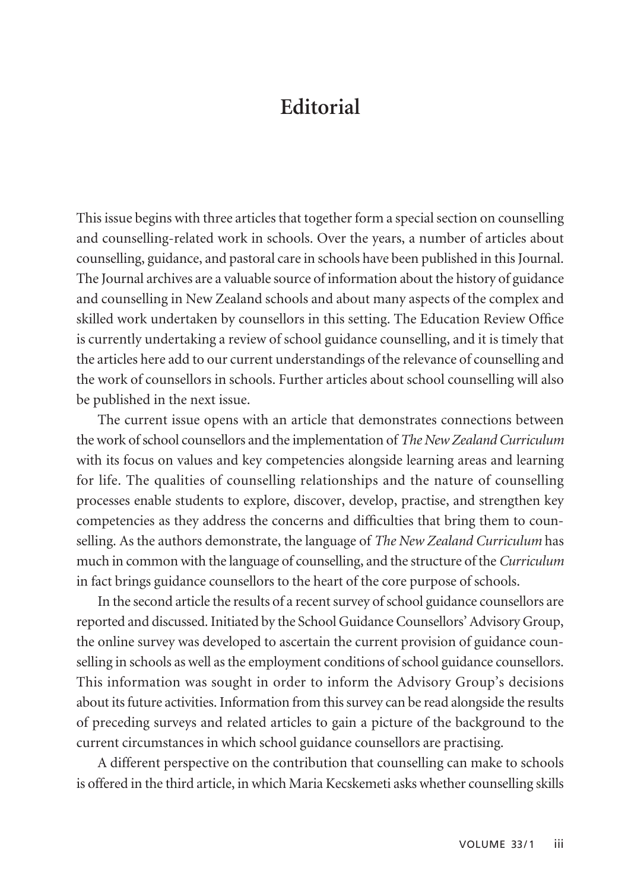# Editorial

This issue begins with three articles that together form a special section on counselling and counselling-related work in schools. Over the years, a number of articles about counselling, guidance, and pastoral care in schools have been published in this Journal. The Journal archives are a valuable source of information about the history of guidance and counselling in New Zealand schools and about many aspects of the complex and skilled work undertaken by counsellors in this setting. The Education Review Office is currently undertaking a review of school guidance counselling, and it is timely that the articles here add to our current understandings of the relevance of counselling and the work of counsellors in schools. Further articles about school counselling will also be published in the next issue.

The current issue opens with an article that demonstrates connections between the work of school counsellors and the implementation of *The New Zealand Curriculum* with its focus on values and key competencies alongside learning areas and learning for life. The qualities of counselling relationships and the nature of counselling processes enable students to explore, discover, develop, practise, and strengthen key competencies as they address the concerns and difficulties that bring them to counselling. As the authors demonstrate, the language of *The New Zealand Curriculum* has much in common with the language of counselling, and the structure of the *Curriculum* in fact brings guidance counsellors to the heart of the core purpose of schools.

In the second article the results of a recent survey of school guidance counsellors are reported and discussed. Initiated by the School Guidance Counsellors' Advisory Group, the online survey was developed to ascertain the current provision of guidance counselling in schools as well as the employment conditions of school guidance counsellors. This information was sought in order to inform the Advisory Group's decisions about its future activities. Information from this survey can be read alongside the results of preceding surveys and related articles to gain a picture of the background to the current circumstances in which school guidance counsellors are practising.

A different perspective on the contribution that counselling can make to schools is offered in the third article, in which Maria Kecskemeti asks whether counselling skills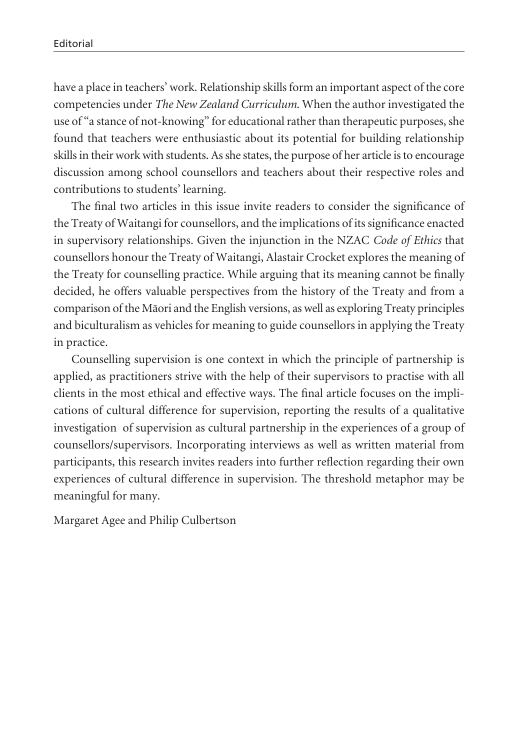have a place in teachers' work. Relationship skills form an important aspect of the core competencies under *The New Zealand Curriculum*. When the author investigated the use of "a stance of not-knowing" for educational rather than therapeutic purposes, she found that teachers were enthusiastic about its potential for building relationship skills in their work with students. As she states, the purpose of her article is to encourage discussion among school counsellors and teachers about their respective roles and contributions to students' learning.

The final two articles in this issue invite readers to consider the significance of the Treaty of Waitangi for counsellors, and the implications of its significance enacted in supervisory relationships. Given the injunction in the NZAC *Code of Ethics* that counsellors honour the Treaty of Waitangi, Alastair Crocket explores the meaning of the Treaty for counselling practice. While arguing that its meaning cannot be finally decided, he offers valuable perspectives from the history of the Treaty and from a comparison of the Māori and the English versions, as well as exploring Treaty principles and biculturalism as vehicles for meaning to guide counsellors in applying the Treaty in practice.

Counselling supervision is one context in which the principle of partnership is applied, as practitioners strive with the help of their supervisors to practise with all clients in the most ethical and effective ways. The final article focuses on the implications of cultural difference for supervision, reporting the results of a qualitative investigation of supervision as cultural partnership in the experiences of a group of counsellors/supervisors. Incorporating interviews as well as written material from participants, this research invites readers into further reflection regarding their own experiences of cultural difference in supervision. The threshold metaphor may be meaningful for many.

Margaret Agee and Philip Culbertson